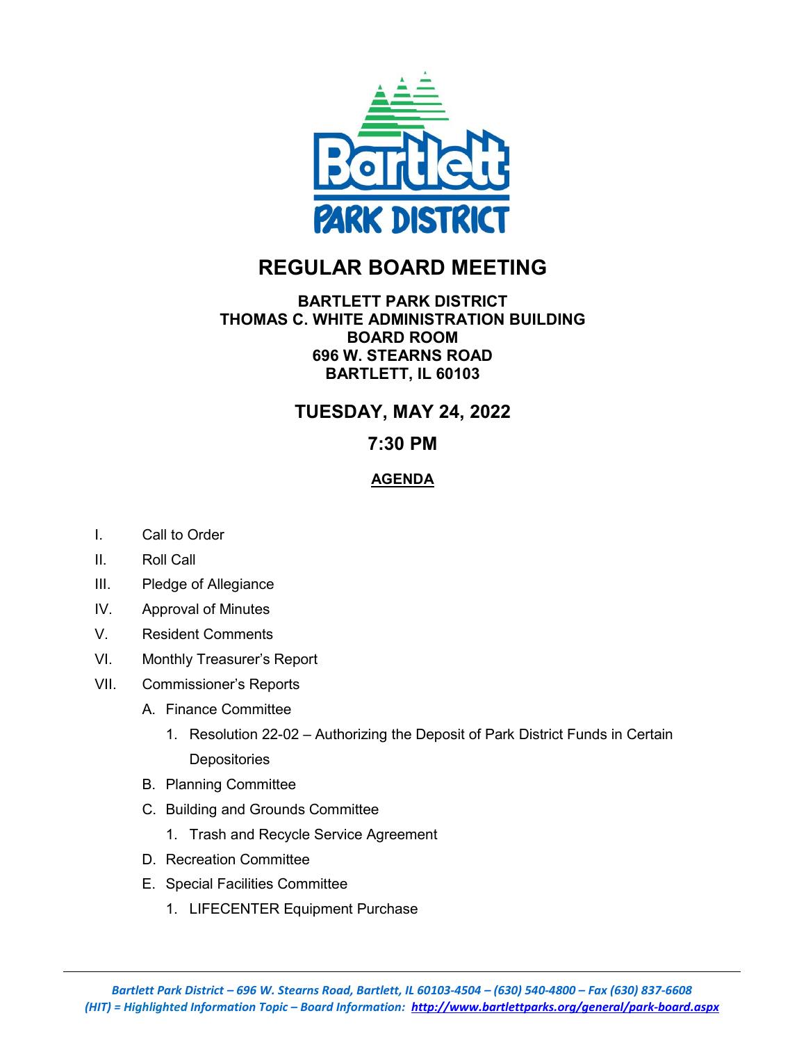# REGULAR BOARD MEETING

**BARTLETT PARK DISTRICT**
**THOMAS C. WHITE ADMINISTRATION BUILDING**
**BOARD ROOM**
**696 W. STEARNS ROAD**
**BARTLETT, IL 60103**

## TUESDAY, MAY 24, 2022

## 7:30 PM

**AGENDA**

I. Call to Order

II. Roll Call

III. Pledge of Allegiance

IV. Approval of Minutes

V. Resident Comments

VI. Monthly Treasurer's Report

VII. Commissioner's Reports

   A. Finance Committee

      1. Resolution 22-02 – Authorizing the Deposit of Park District Funds in Certain Depositories

   B. Planning Committee

   C. Building and Grounds Committee

      1. Trash and Recycle Service Agreement

   D. Recreation Committee

   E. Special Facilities Committee

      1. LIFECENTER Equipment Purchase

*Bartlett Park District – 696 W. Stearns Road, Bartlett, IL 60103-4504 – (630) 540-4800 – Fax (630) 837-6608*
*(HIT) = Highlighted Information Topic – Board Information: http://www.bartlettparks.org/general/park-board.aspx*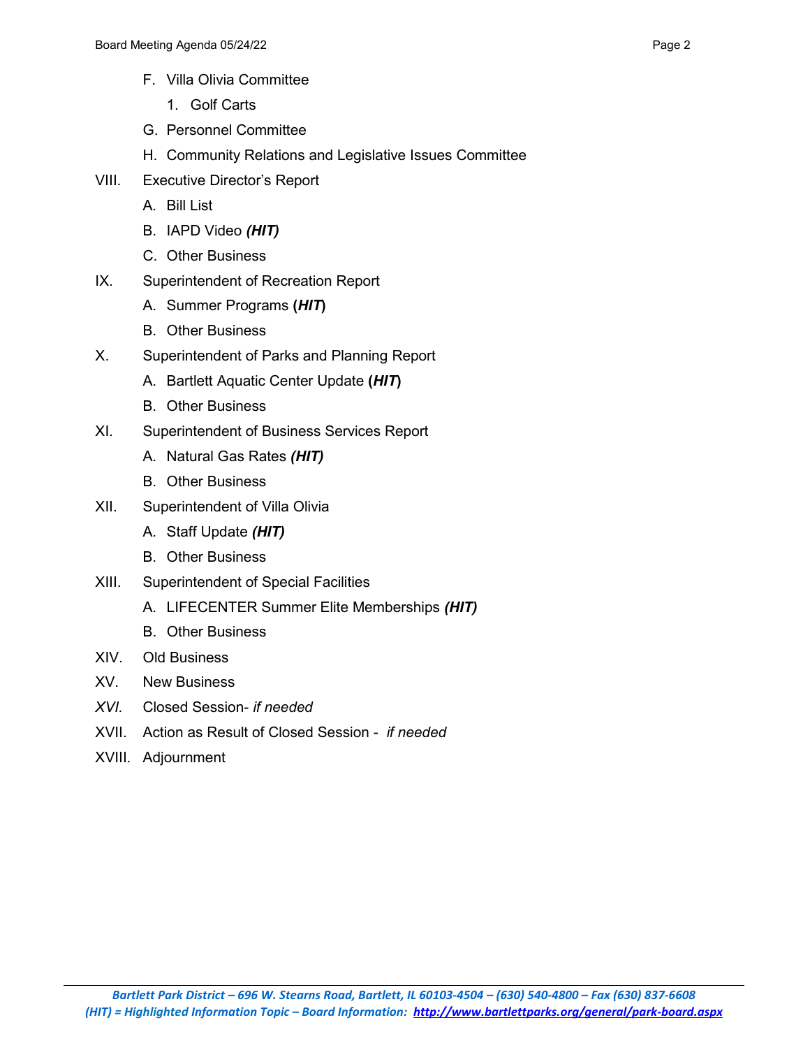F. Villa Olivia Committee
   1. Golf Carts
G. Personnel Committee
H. Community Relations and Legislative Issues Committee

VIII. Executive Director's Report
   A. Bill List
   B. IAPD Video ***(HIT)***
   C. Other Business

IX. Superintendent of Recreation Report
   A. Summer Programs **(*HIT*)**
   B. Other Business

X. Superintendent of Parks and Planning Report
   A. Bartlett Aquatic Center Update **(*HIT*)**
   B. Other Business

XI. Superintendent of Business Services Report
   A. Natural Gas Rates ***(HIT)***
   B. Other Business

XII. Superintendent of Villa Olivia
   A. Staff Update ***(HIT)***
   B. Other Business

XIII. Superintendent of Special Facilities
   A. LIFECENTER Summer Elite Memberships ***(HIT)***
   B. Other Business

XIV. Old Business

XV. New Business

*XVI.* Closed Session- *if needed*

XVII. Action as Result of Closed Session - *if needed*

XVIII. Adjournment

***Bartlett Park District – 696 W. Stearns Road, Bartlett, IL 60103-4504 – (630) 540-4800 – Fax (630) 837-6608***
***(HIT) = Highlighted Information Topic – Board Information: http://www.bartlettparks.org/general/park-board.aspx***